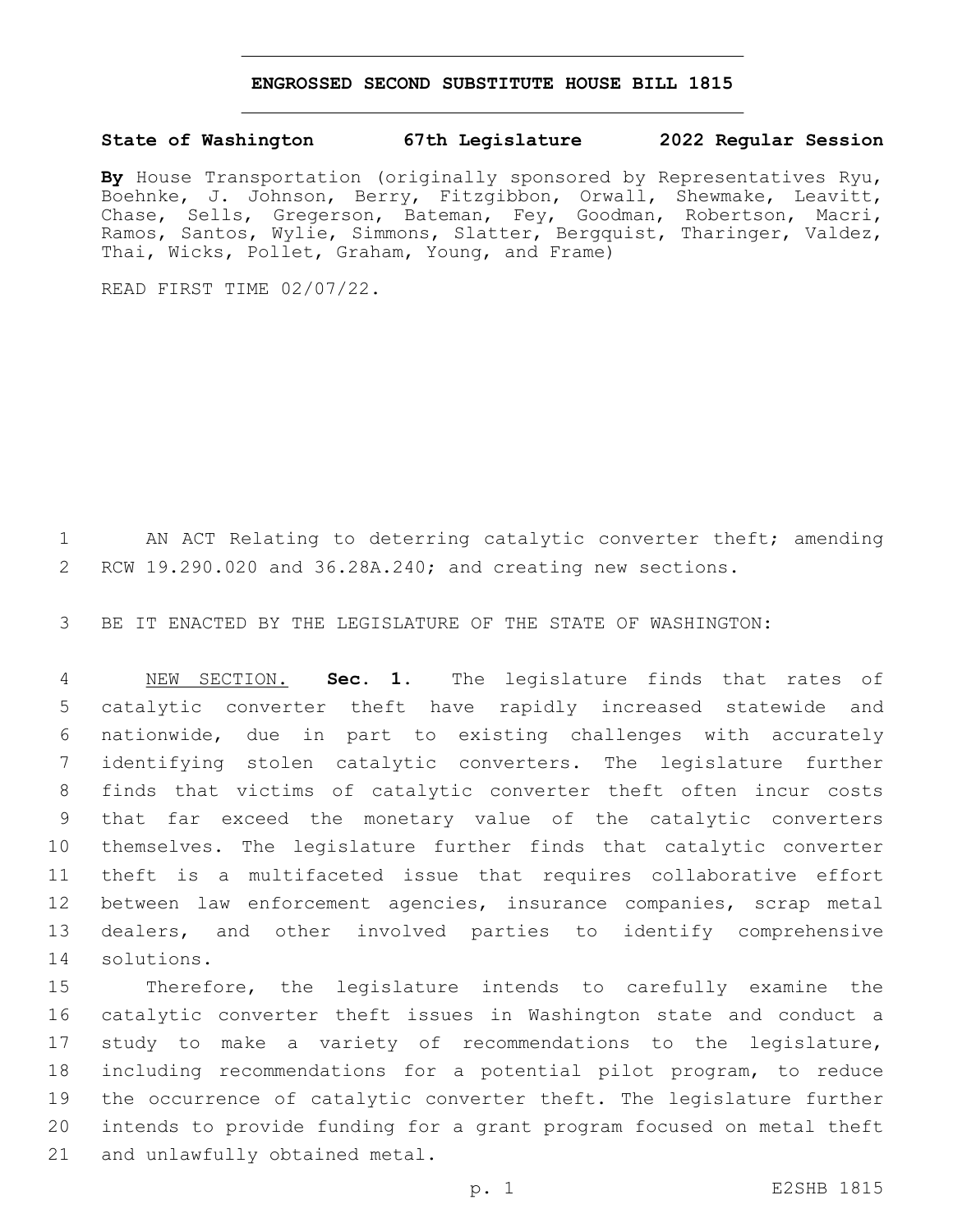# ENGROSSED SECOND SUBSTITUTE HOUSE BILL 1815

**State of Washington 67th Legislature 2022 Regular Session**

**By** House Transportation (originally sponsored by Representatives Ryu, Boehnke, J. Johnson, Berry, Fitzgibbon, Orwall, Shewmake, Leavitt, Chase, Sells, Gregerson, Bateman, Fey, Goodman, Robertson, Macri, Ramos, Santos, Wylie, Simmons, Slatter, Bergquist, Tharinger, Valdez, Thai, Wicks, Pollet, Graham, Young, and Frame)

READ FIRST TIME 02/07/22.

1 AN ACT Relating to deterring catalytic converter theft; amending
2 RCW 19.290.020 and 36.28A.240; and creating new sections.

3 BE IT ENACTED BY THE LEGISLATURE OF THE STATE OF WASHINGTON:

4 NEW SECTION. **Sec. 1.** The legislature finds that rates of
5 catalytic converter theft have rapidly increased statewide and
6 nationwide, due in part to existing challenges with accurately
7 identifying stolen catalytic converters. The legislature further
8 finds that victims of catalytic converter theft often incur costs
9 that far exceed the monetary value of the catalytic converters
10 themselves. The legislature further finds that catalytic converter
11 theft is a multifaceted issue that requires collaborative effort
12 between law enforcement agencies, insurance companies, scrap metal
13 dealers, and other involved parties to identify comprehensive
14 solutions.

15 Therefore, the legislature intends to carefully examine the
16 catalytic converter theft issues in Washington state and conduct a
17 study to make a variety of recommendations to the legislature,
18 including recommendations for a potential pilot program, to reduce
19 the occurrence of catalytic converter theft. The legislature further
20 intends to provide funding for a grant program focused on metal theft
21 and unlawfully obtained metal.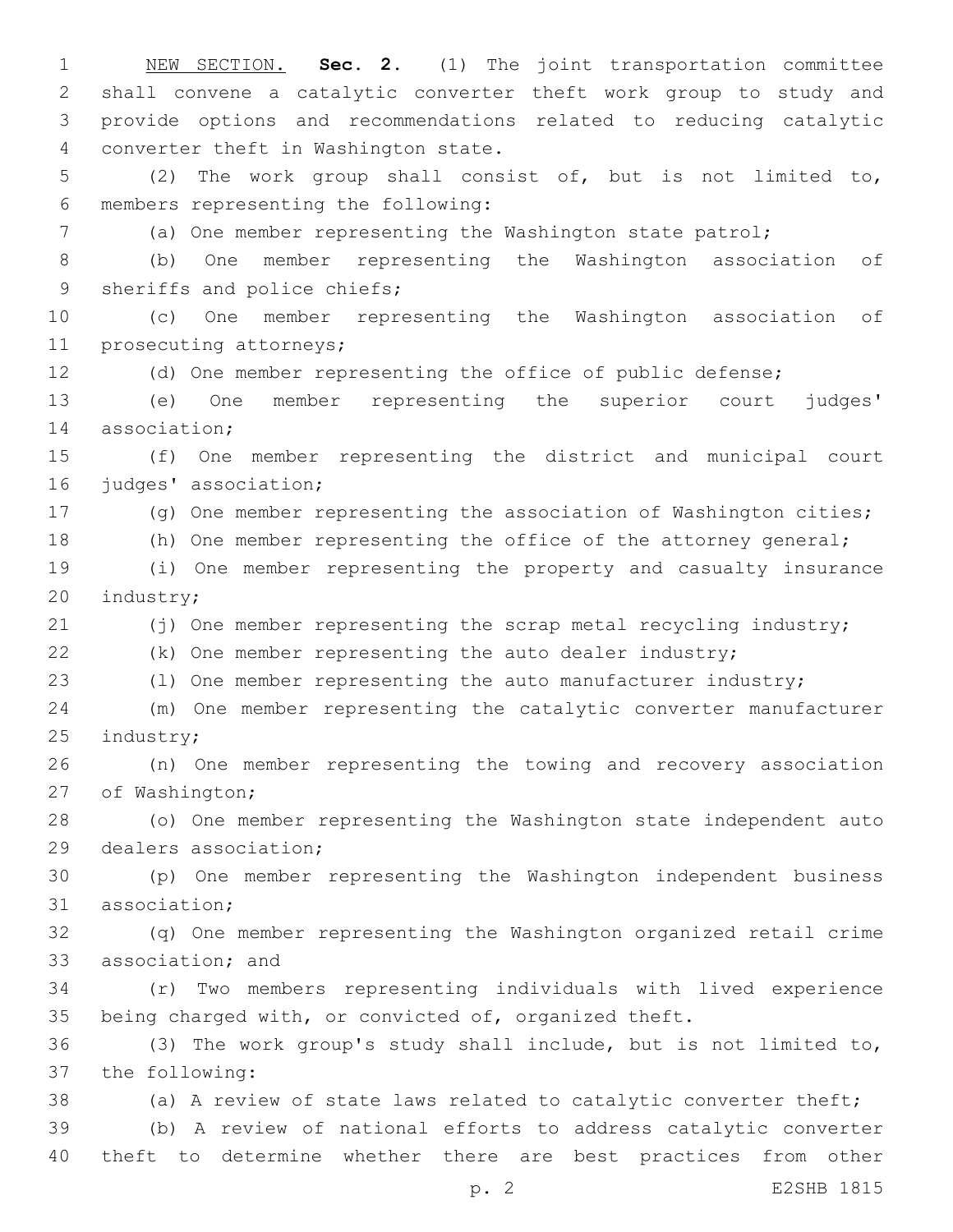NEW SECTION. **Sec. 2.** (1) The joint transportation committee shall convene a catalytic converter theft work group to study and provide options and recommendations related to reducing catalytic converter theft in Washington state.

(2) The work group shall consist of, but is not limited to, members representing the following:

(a) One member representing the Washington state patrol;

(b) One member representing the Washington association of sheriffs and police chiefs;

(c) One member representing the Washington association of prosecuting attorneys;

(d) One member representing the office of public defense;

(e) One member representing the superior court judges' association;

(f) One member representing the district and municipal court judges' association;

(g) One member representing the association of Washington cities;

(h) One member representing the office of the attorney general;

(i) One member representing the property and casualty insurance industry;

(j) One member representing the scrap metal recycling industry;

(k) One member representing the auto dealer industry;

(l) One member representing the auto manufacturer industry;

(m) One member representing the catalytic converter manufacturer industry;

(n) One member representing the towing and recovery association of Washington;

(o) One member representing the Washington state independent auto dealers association;

(p) One member representing the Washington independent business association;

(q) One member representing the Washington organized retail crime association; and

(r) Two members representing individuals with lived experience being charged with, or convicted of, organized theft.

(3) The work group's study shall include, but is not limited to, the following:

(a) A review of state laws related to catalytic converter theft;

(b) A review of national efforts to address catalytic converter theft to determine whether there are best practices from other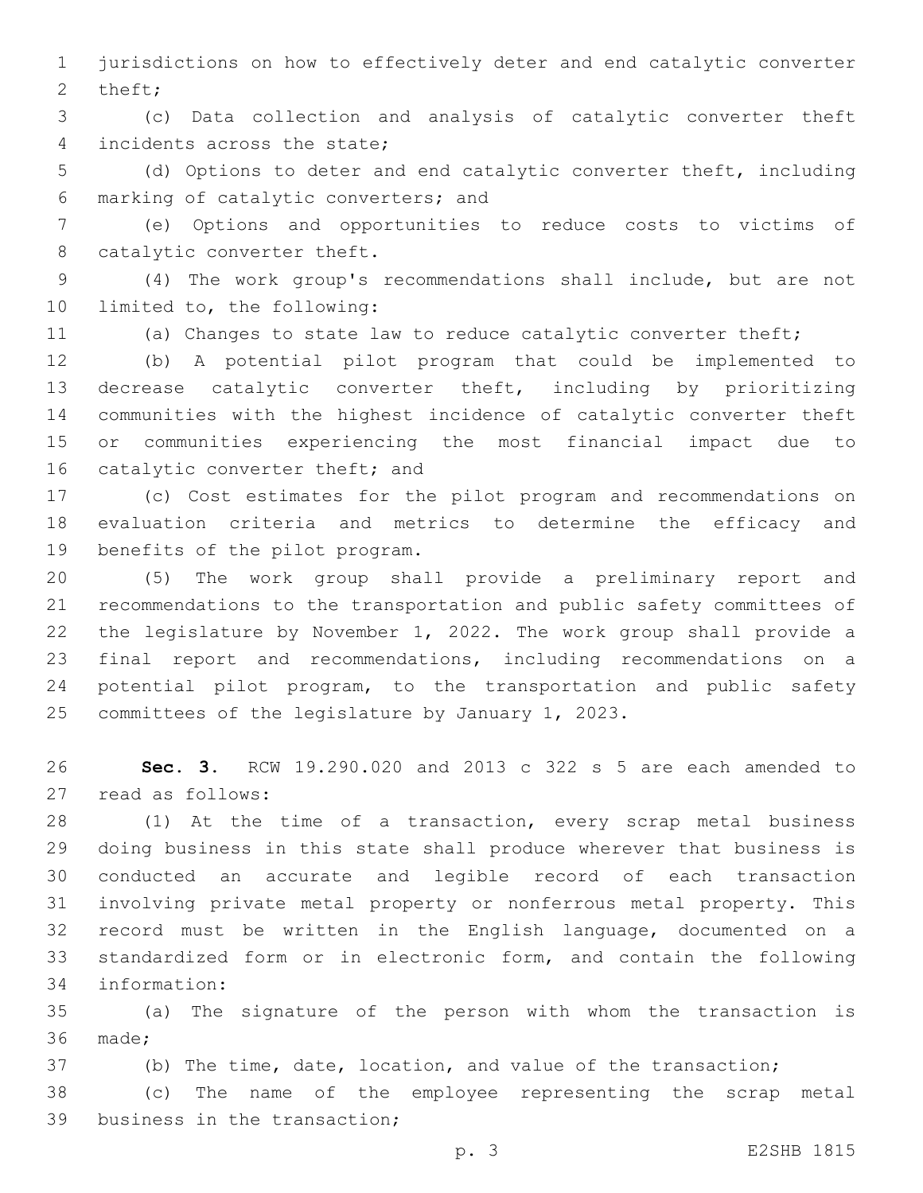jurisdictions on how to effectively deter and end catalytic converter theft;

(c) Data collection and analysis of catalytic converter theft incidents across the state;

(d) Options to deter and end catalytic converter theft, including marking of catalytic converters; and

(e) Options and opportunities to reduce costs to victims of catalytic converter theft.

(4) The work group's recommendations shall include, but are not limited to, the following:

(a) Changes to state law to reduce catalytic converter theft;

(b) A potential pilot program that could be implemented to decrease catalytic converter theft, including by prioritizing communities with the highest incidence of catalytic converter theft or communities experiencing the most financial impact due to catalytic converter theft; and

(c) Cost estimates for the pilot program and recommendations on evaluation criteria and metrics to determine the efficacy and benefits of the pilot program.

(5) The work group shall provide a preliminary report and recommendations to the transportation and public safety committees of the legislature by November 1, 2022. The work group shall provide a final report and recommendations, including recommendations on a potential pilot program, to the transportation and public safety committees of the legislature by January 1, 2023.

**Sec. 3.** RCW 19.290.020 and 2013 c 322 s 5 are each amended to read as follows:

(1) At the time of a transaction, every scrap metal business doing business in this state shall produce wherever that business is conducted an accurate and legible record of each transaction involving private metal property or nonferrous metal property. This record must be written in the English language, documented on a standardized form or in electronic form, and contain the following information:

(a) The signature of the person with whom the transaction is made;

(b) The time, date, location, and value of the transaction;

(c) The name of the employee representing the scrap metal business in the transaction;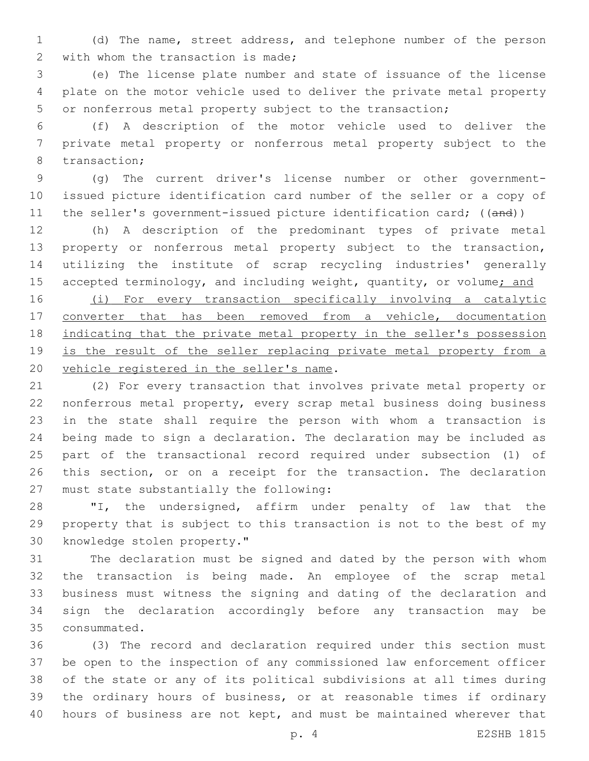(d) The name, street address, and telephone number of the person with whom the transaction is made;

(e) The license plate number and state of issuance of the license plate on the motor vehicle used to deliver the private metal property or nonferrous metal property subject to the transaction;

(f) A description of the motor vehicle used to deliver the private metal property or nonferrous metal property subject to the transaction;

(g) The current driver's license number or other government-issued picture identification card number of the seller or a copy of the seller's government-issued picture identification card; ((~~and~~))

(h) A description of the predominant types of private metal property or nonferrous metal property subject to the transaction, utilizing the institute of scrap recycling industries' generally accepted terminology, and including weight, quantity, or volume<u>; and</u>

<u>(i) For every transaction specifically involving a catalytic converter that has been removed from a vehicle, documentation indicating that the private metal property in the seller's possession is the result of the seller replacing private metal property from a vehicle registered in the seller's name</u>.

(2) For every transaction that involves private metal property or nonferrous metal property, every scrap metal business doing business in the state shall require the person with whom a transaction is being made to sign a declaration. The declaration may be included as part of the transactional record required under subsection (1) of this section, or on a receipt for the transaction. The declaration must state substantially the following:

"I, the undersigned, affirm under penalty of law that the property that is subject to this transaction is not to the best of my knowledge stolen property."

The declaration must be signed and dated by the person with whom the transaction is being made. An employee of the scrap metal business must witness the signing and dating of the declaration and sign the declaration accordingly before any transaction may be consummated.

(3) The record and declaration required under this section must be open to the inspection of any commissioned law enforcement officer of the state or any of its political subdivisions at all times during the ordinary hours of business, or at reasonable times if ordinary hours of business are not kept, and must be maintained wherever that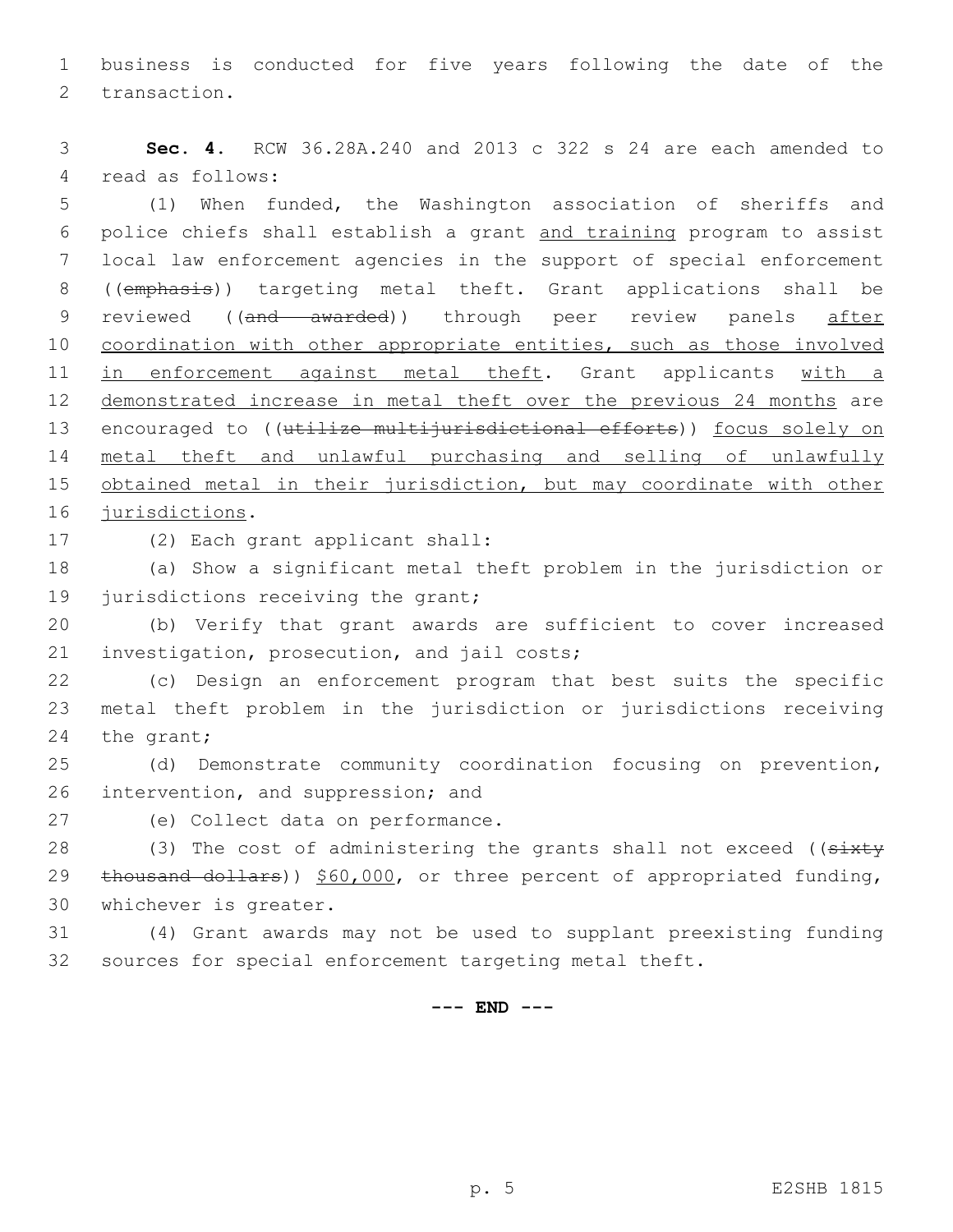business is conducted for five years following the date of the transaction.

**Sec. 4.** RCW 36.28A.240 and 2013 c 322 s 24 are each amended to read as follows:

(1) When funded, the Washington association of sheriffs and police chiefs shall establish a grant <u>and training</u> program to assist local law enforcement agencies in the support of special enforcement ((~~emphasis~~)) targeting metal theft. Grant applications shall be reviewed ((~~and awarded~~)) through peer review panels <u>after coordination with other appropriate entities, such as those involved in enforcement against metal theft</u>. Grant applicants <u>with a demonstrated increase in metal theft over the previous 24 months</u> are encouraged to ((~~utilize multijurisdictional efforts~~)) <u>focus solely on metal theft and unlawful purchasing and selling of unlawfully obtained metal in their jurisdiction, but may coordinate with other jurisdictions</u>.

(2) Each grant applicant shall:

(a) Show a significant metal theft problem in the jurisdiction or jurisdictions receiving the grant;

(b) Verify that grant awards are sufficient to cover increased investigation, prosecution, and jail costs;

(c) Design an enforcement program that best suits the specific metal theft problem in the jurisdiction or jurisdictions receiving the grant;

(d) Demonstrate community coordination focusing on prevention, intervention, and suppression; and

(e) Collect data on performance.

(3) The cost of administering the grants shall not exceed ((~~sixty thousand dollars~~)) <u>$60,000</u>, or three percent of appropriated funding, whichever is greater.

(4) Grant awards may not be used to supplant preexisting funding sources for special enforcement targeting metal theft.

**--- END ---**